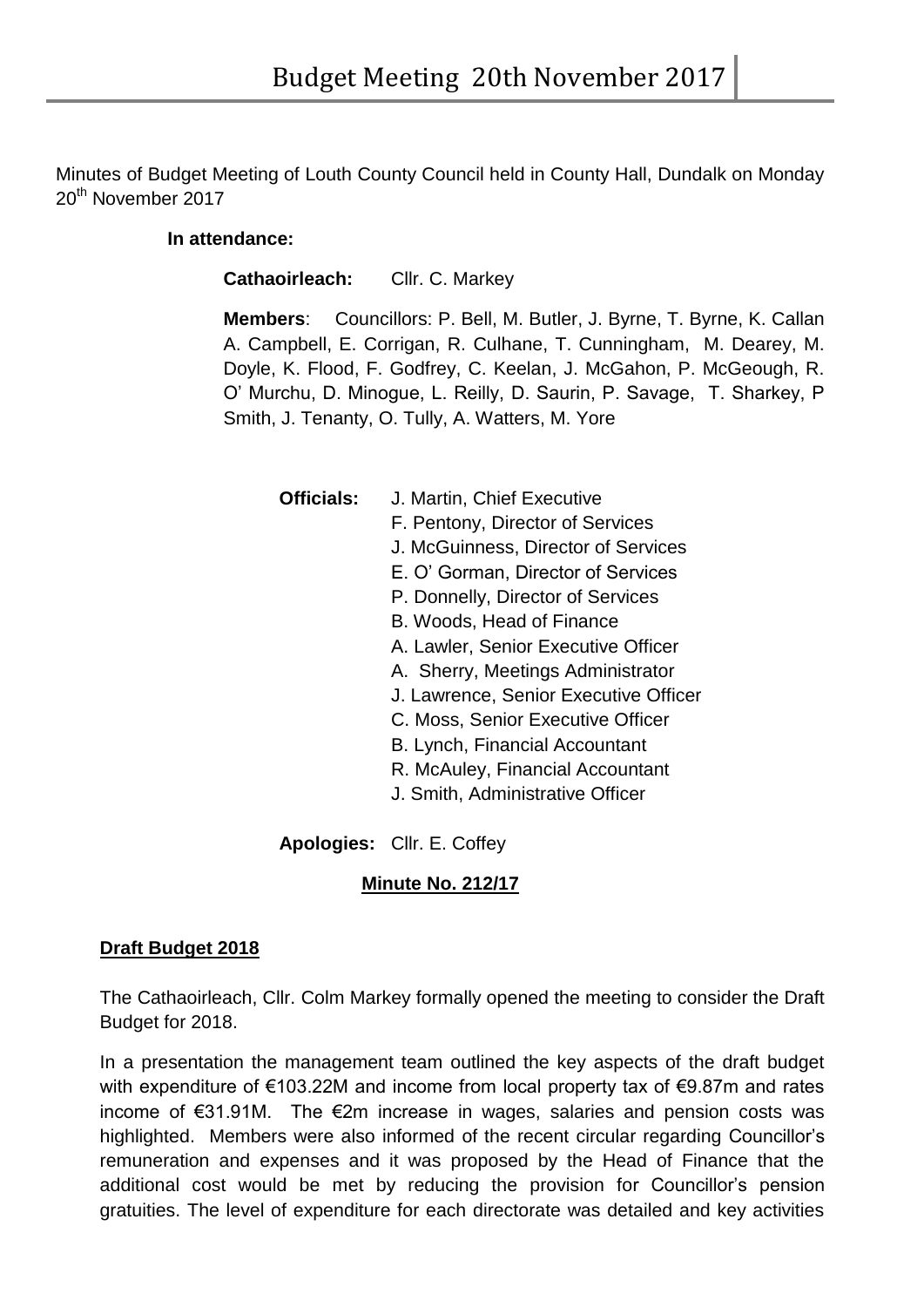Minutes of Budget Meeting of Louth County Council held in County Hall, Dundalk on Monday 20th November 2017

**In attendance:**

**Cathaoirleach:** Cllr. C. Markey

**Members**: Councillors: P. Bell, M. Butler, J. Byrne, T. Byrne, K. Callan A. Campbell, E. Corrigan, R. Culhane, T. Cunningham, M. Dearey, M. Doyle, K. Flood, F. Godfrey, C. Keelan, J. McGahon, P. McGeough, R. O' Murchu, D. Minogue, L. Reilly, D. Saurin, P. Savage, T. Sharkey, P Smith, J. Tenanty, O. Tully, A. Watters, M. Yore

**Officials:** J. Martin, Chief Executive
F. Pentony, Director of Services
J. McGuinness, Director of Services
E. O' Gorman, Director of Services
P. Donnelly, Director of Services
B. Woods, Head of Finance
A. Lawler, Senior Executive Officer
A. Sherry, Meetings Administrator
J. Lawrence, Senior Executive Officer
C. Moss, Senior Executive Officer
B. Lynch, Financial Accountant
R. McAuley, Financial Accountant
J. Smith, Administrative Officer

**Apologies:** Cllr. E. Coffey

**Minute No. 212/17**

**Draft Budget 2018**

The Cathaoirleach, Cllr. Colm Markey formally opened the meeting to consider the Draft Budget for 2018.

In a presentation the management team outlined the key aspects of the draft budget with expenditure of €103.22M and income from local property tax of €9.87m and rates income of €31.91M. The €2m increase in wages, salaries and pension costs was highlighted. Members were also informed of the recent circular regarding Councillor's remuneration and expenses and it was proposed by the Head of Finance that the additional cost would be met by reducing the provision for Councillor's pension gratuities. The level of expenditure for each directorate was detailed and key activities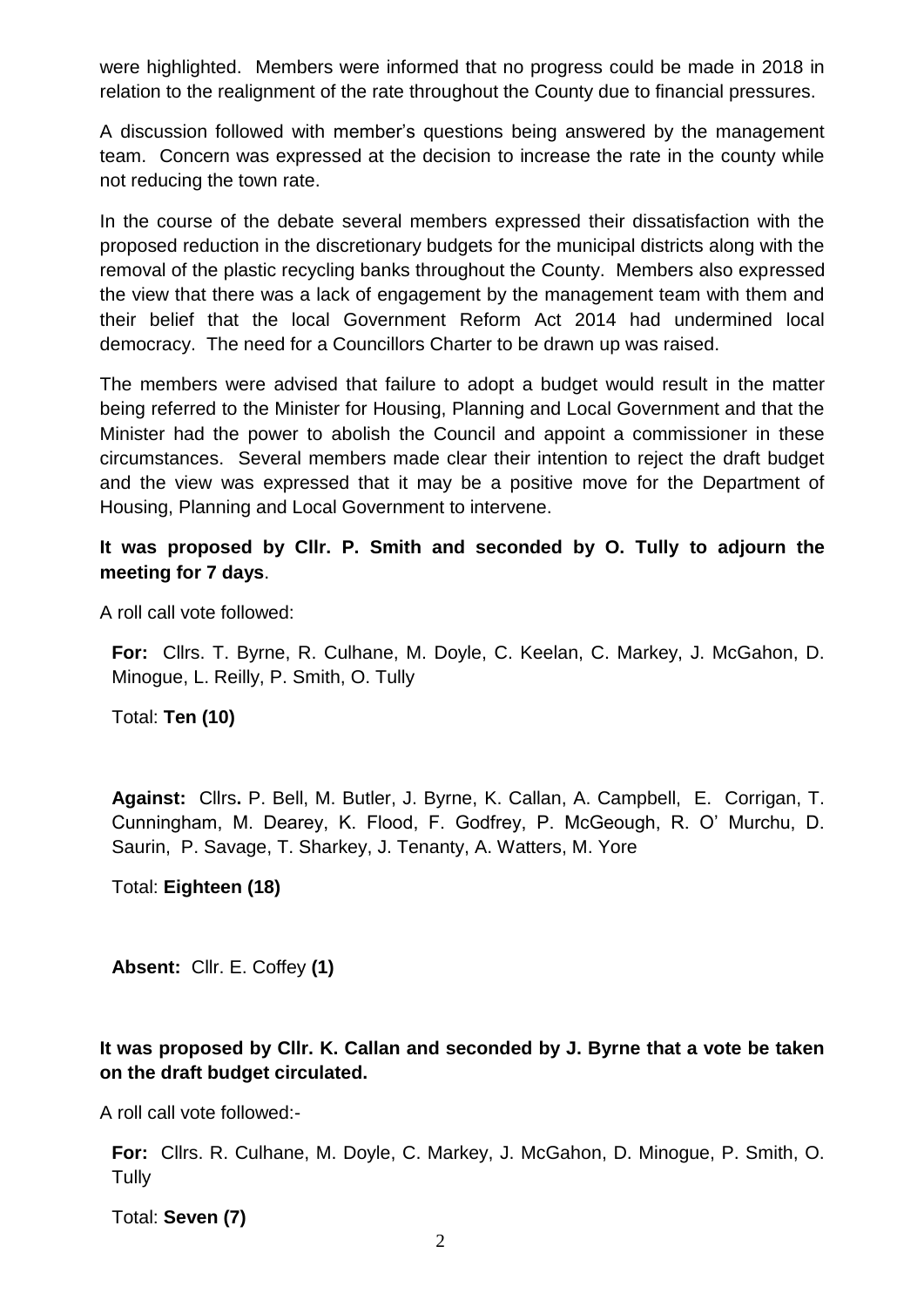were highlighted. Members were informed that no progress could be made in 2018 in relation to the realignment of the rate throughout the County due to financial pressures.

A discussion followed with member's questions being answered by the management team. Concern was expressed at the decision to increase the rate in the county while not reducing the town rate.

In the course of the debate several members expressed their dissatisfaction with the proposed reduction in the discretionary budgets for the municipal districts along with the removal of the plastic recycling banks throughout the County. Members also expressed the view that there was a lack of engagement by the management team with them and their belief that the local Government Reform Act 2014 had undermined local democracy. The need for a Councillors Charter to be drawn up was raised.

The members were advised that failure to adopt a budget would result in the matter being referred to the Minister for Housing, Planning and Local Government and that the Minister had the power to abolish the Council and appoint a commissioner in these circumstances. Several members made clear their intention to reject the draft budget and the view was expressed that it may be a positive move for the Department of Housing, Planning and Local Government to intervene.

**It was proposed by Cllr. P. Smith and seconded by O. Tully to adjourn the meeting for 7 days**.

A roll call vote followed:

**For:** Cllrs. T. Byrne, R. Culhane, M. Doyle, C. Keelan, C. Markey, J. McGahon, D. Minogue, L. Reilly, P. Smith, O. Tully

Total: **Ten (10)**

**Against:** Cllrs**.** P. Bell, M. Butler, J. Byrne, K. Callan, A. Campbell, E. Corrigan, T. Cunningham, M. Dearey, K. Flood, F. Godfrey, P. McGeough, R. O' Murchu, D. Saurin, P. Savage, T. Sharkey, J. Tenanty, A. Watters, M. Yore

Total: **Eighteen (18)**

**Absent:** Cllr. E. Coffey **(1)**

**It was proposed by Cllr. K. Callan and seconded by J. Byrne that a vote be taken on the draft budget circulated.**

A roll call vote followed:-

**For:** Cllrs. R. Culhane, M. Doyle, C. Markey, J. McGahon, D. Minogue, P. Smith, O. Tully

Total: **Seven (7)**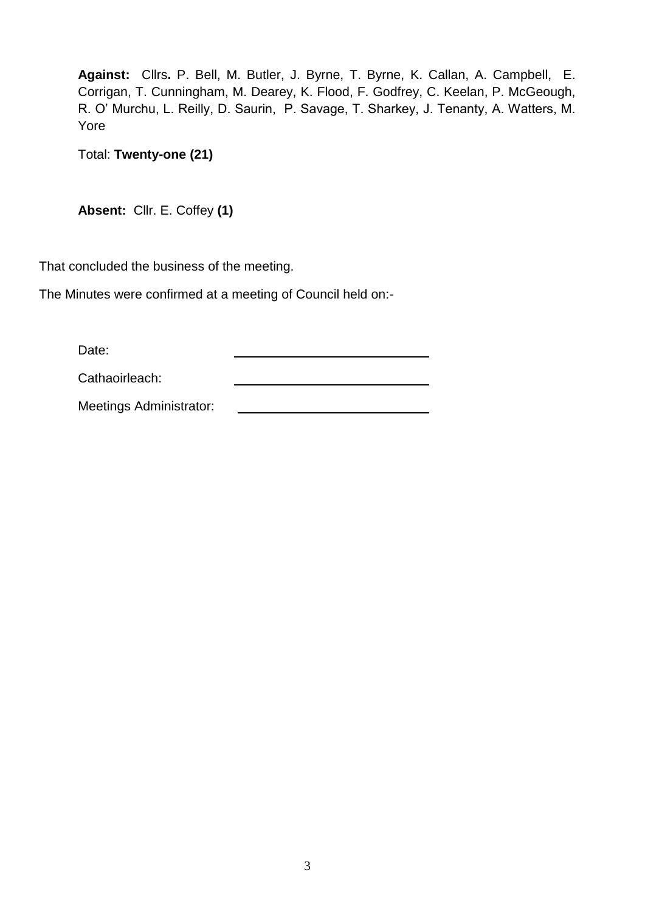**Against:** Cllrs**.** P. Bell, M. Butler, J. Byrne, T. Byrne, K. Callan, A. Campbell, E. Corrigan, T. Cunningham, M. Dearey, K. Flood, F. Godfrey, C. Keelan, P. McGeough, R. O' Murchu, L. Reilly, D. Saurin, P. Savage, T. Sharkey, J. Tenanty, A. Watters, M. Yore

Total: **Twenty-one (21)**

**Absent:** Cllr. E. Coffey **(1)**

That concluded the business of the meeting.

The Minutes were confirmed at a meeting of Council held on:-

Date: ____________________________

Cathaoirleach: ____________________________

Meetings Administrator: ____________________________